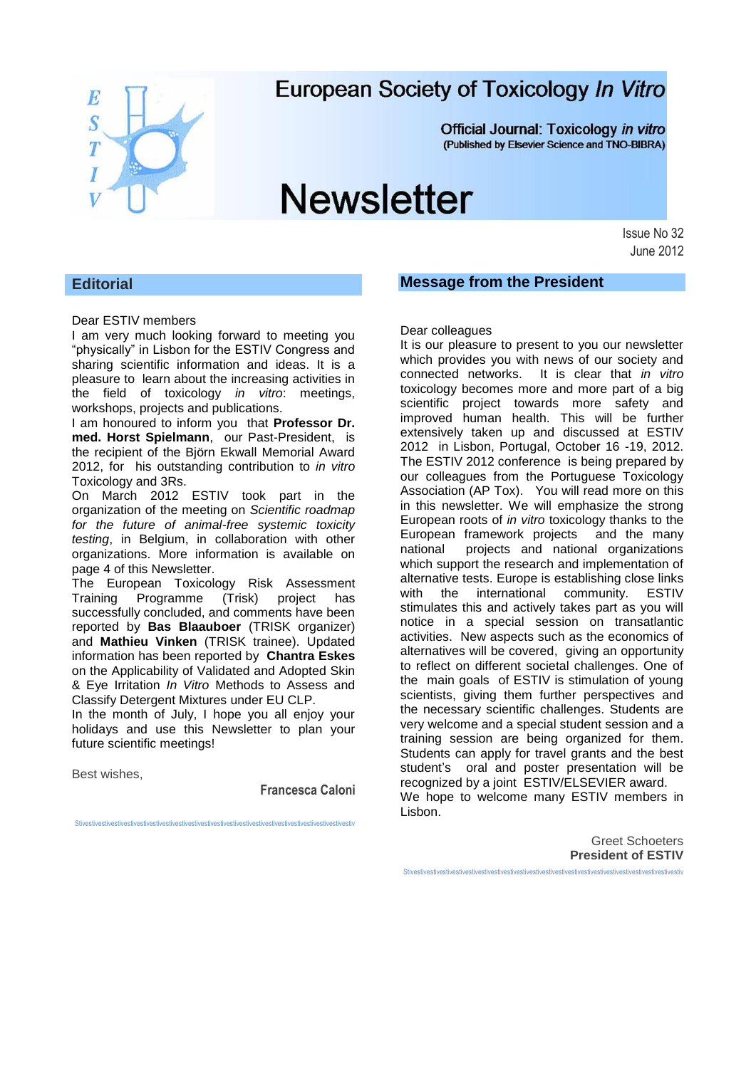# European Society of Toxicology *In Vitro*

Official Journal: Toxicology *in vitro*
(Published by Elsevier Science and TNO-BIBRA)

# Newsletter

Issue No 32
June 2012

## Editorial

Dear ESTIV members

I am very much looking forward to meeting you "physically" in Lisbon for the ESTIV Congress and sharing scientific information and ideas. It is a pleasure to learn about the increasing activities in the field of toxicology *in vitro*: meetings, workshops, projects and publications.

I am honoured to inform you that **Professor Dr. med. Horst Spielmann**, our Past-President, is the recipient of the Björn Ekwall Memorial Award 2012, for his outstanding contribution to *in vitro* Toxicology and 3Rs.

On March 2012 ESTIV took part in the organization of the meeting on *Scientific roadmap for the future of animal-free systemic toxicity testing*, in Belgium, in collaboration with other organizations. More information is available on page 4 of this Newsletter.

The European Toxicology Risk Assessment Training Programme (Trisk) project has successfully concluded, and comments have been reported by **Bas Blaauboer** (TRISK organizer) and **Mathieu Vinken** (TRISK trainee). Updated information has been reported by **Chantra Eskes** on the Applicability of Validated and Adopted Skin & Eye Irritation *In Vitro* Methods to Assess and Classify Detergent Mixtures under EU CLP.

In the month of July, I hope you all enjoy your holidays and use this Newsletter to plan your future scientific meetings!

Best wishes,

**Francesca Caloni**

## Message from the President

Dear colleagues

It is our pleasure to present to you our newsletter which provides you with news of our society and connected networks. It is clear that *in vitro* toxicology becomes more and more part of a big scientific project towards more safety and improved human health. This will be further extensively taken up and discussed at ESTIV 2012 in Lisbon, Portugal, October 16 -19, 2012. The ESTIV 2012 conference is being prepared by our colleagues from the Portuguese Toxicology Association (AP Tox). You will read more on this in this newsletter. We will emphasize the strong European roots of *in vitro* toxicology thanks to the European framework projects and the many national projects and national organizations which support the research and implementation of alternative tests. Europe is establishing close links with the international community. ESTIV stimulates this and actively takes part as you will notice in a special session on transatlantic activities. New aspects such as the economics of alternatives will be covered, giving an opportunity to reflect on different societal challenges. One of the main goals of ESTIV is stimulation of young scientists, giving them further perspectives and the necessary scientific challenges. Students are very welcome and a special student session and a training session are being organized for them. Students can apply for travel grants and the best student's oral and poster presentation will be recognized by a joint ESTIV/ELSEVIER award.

We hope to welcome many ESTIV members in Lisbon.

Greet Schoeters
**President of ESTIV**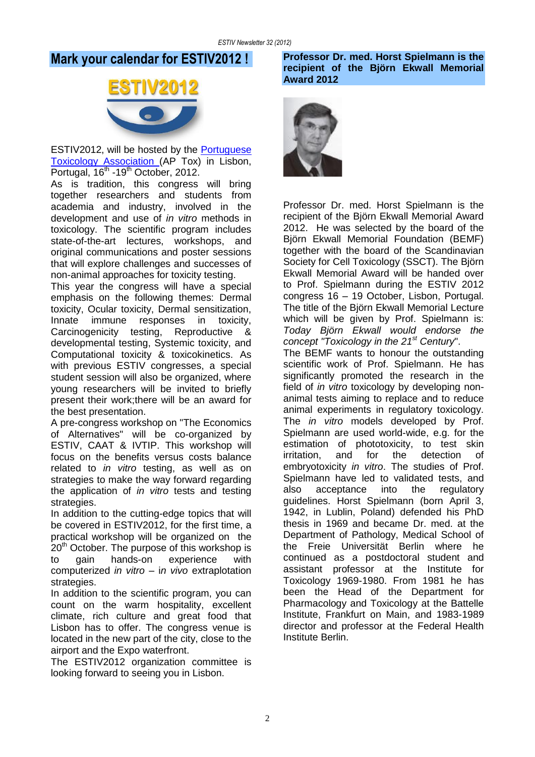## Mark your calendar for ESTIV2012 !

ESTIV2012, will be hosted by the [Portuguese Toxicology Association](#) (AP Tox) in Lisbon, Portugal, 16th -19th October, 2012.

As is tradition, this congress will bring together researchers and students from academia and industry, involved in the development and use of *in vitro* methods in toxicology. The scientific program includes state-of-the-art lectures, workshops, and original communications and poster sessions that will explore challenges and successes of non-animal approaches for toxicity testing.

This year the congress will have a special emphasis on the following themes: Dermal toxicity, Ocular toxicity, Dermal sensitization, Innate immune responses in toxicity, Carcinogenicity testing, Reproductive & developmental testing, Systemic toxicity, and Computational toxicity & toxicokinetics. As with previous ESTIV congresses, a special student session will also be organized, where young researchers will be invited to briefly present their work;there will be an award for the best presentation.

A pre-congress workshop on "The Economics of Alternatives" will be co-organized by ESTIV, CAAT & IVTIP. This workshop will focus on the benefits versus costs balance related to *in vitro* testing, as well as on strategies to make the way forward regarding the application of *in vitro* tests and testing strategies.

In addition to the cutting-edge topics that will be covered in ESTIV2012, for the first time, a practical workshop will be organized on the 20th October. The purpose of this workshop is to gain hands-on experience with computerized *in vitro* – in *vivo* extraplotation strategies.

In addition to the scientific program, you can count on the warm hospitality, excellent climate, rich culture and great food that Lisbon has to offer. The congress venue is located in the new part of the city, close to the airport and the Expo waterfront.

The ESTIV2012 organization committee is looking forward to seeing you in Lisbon.

## Professor Dr. med. Horst Spielmann is the recipient of the Björn Ekwall Memorial Award 2012

Professor Dr. med. Horst Spielmann is the recipient of the Björn Ekwall Memorial Award 2012. He was selected by the board of the Björn Ekwall Memorial Foundation (BEMF) together with the board of the Scandinavian Society for Cell Toxicology (SSCT). The Björn Ekwall Memorial Award will be handed over to Prof. Spielmann during the ESTIV 2012 congress 16 – 19 October, Lisbon, Portugal. The title of the Björn Ekwall Memorial Lecture which will be given by Prof. Spielmann is: *Today Björn Ekwall would endorse the concept "Toxicology in the 21st Century*".

The BEMF wants to honour the outstanding scientific work of Prof. Spielmann. He has significantly promoted the research in the field of *in vitro* toxicology by developing non-animal tests aiming to replace and to reduce animal experiments in regulatory toxicology. The *in vitro* models developed by Prof. Spielmann are used world-wide, e.g. for the estimation of phototoxicity, to test skin irritation, and for the detection of embryotoxicity *in vitro*. The studies of Prof. Spielmann have led to validated tests, and also acceptance into the regulatory guidelines. Horst Spielmann (born April 3, 1942, in Lublin, Poland) defended his PhD thesis in 1969 and became Dr. med. at the Department of Pathology, Medical School of the Freie Universität Berlin where he continued as a postdoctoral student and assistant professor at the Institute for Toxicology 1969-1980. From 1981 he has been the Head of the Department for Pharmacology and Toxicology at the Battelle Institute, Frankfurt on Main, and 1983-1989 director and professor at the Federal Health Institute Berlin.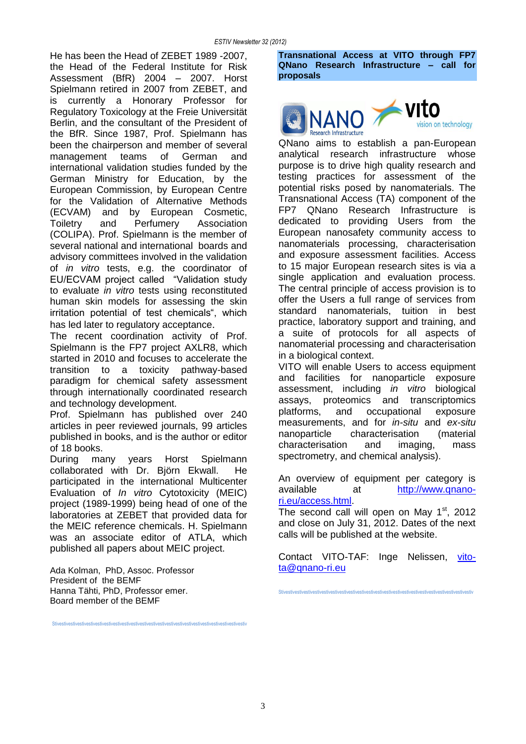He has been the Head of ZEBET 1989 -2007, the Head of the Federal Institute for Risk Assessment (BfR) 2004 – 2007. Horst Spielmann retired in 2007 from ZEBET, and is currently a Honorary Professor for Regulatory Toxicology at the Freie Universität Berlin, and the consultant of the President of the BfR. Since 1987, Prof. Spielmann has been the chairperson and member of several management teams of German and international validation studies funded by the German Ministry for Education, by the European Commission, by European Centre for the Validation of Alternative Methods (ECVAM) and by European Cosmetic, Toiletry and Perfumery Association (COLIPA). Prof. Spielmann is the member of several national and international boards and advisory committees involved in the validation of *in vitro* tests, e.g. the coordinator of EU/ECVAM project called "Validation study to evaluate *in vitro* tests using reconstituted human skin models for assessing the skin irritation potential of test chemicals", which has led later to regulatory acceptance.

The recent coordination activity of Prof. Spielmann is the FP7 project AXLR8, which started in 2010 and focuses to accelerate the transition to a toxicity pathway-based paradigm for chemical safety assessment through internationally coordinated research and technology development.

Prof. Spielmann has published over 240 articles in peer reviewed journals, 99 articles published in books, and is the author or editor of 18 books.

During many years Horst Spielmann collaborated with Dr. Björn Ekwall. He participated in the international Multicenter Evaluation of *In vitro* Cytotoxicity (MEIC) project (1989-1999) being head of one of the laboratories at ZEBET that provided data for the MEIC reference chemicals. H. Spielmann was an associate editor of ATLA, which published all papers about MEIC project.

Ada Kolman, PhD, Assoc. Professor
President of the BEMF
Hanna Tähti, PhD, Professor emer.
Board member of the BEMF

Stivestivestivestivestivestivestivestivestivestivestivestivestivestivestivestivestivestivestivestiv

## Transnational Access at VITO through FP7 QNano Research Infrastructure – call for proposals

QNano aims to establish a pan-European analytical research infrastructure whose purpose is to drive high quality research and testing practices for assessment of the potential risks posed by nanomaterials. The Transnational Access (TA) component of the FP7 QNano Research Infrastructure is dedicated to providing Users from the European nanosafety community access to nanomaterials processing, characterisation and exposure assessment facilities. Access to 15 major European research sites is via a single application and evaluation process. The central principle of access provision is to offer the Users a full range of services from standard nanomaterials, tuition in best practice, laboratory support and training, and a suite of protocols for all aspects of nanomaterial processing and characterisation in a biological context.

VITO will enable Users to access equipment and facilities for nanoparticle exposure assessment, including *in vitro* biological assays, proteomics and transcriptomics platforms, and occupational exposure measurements, and for *in-situ* and *ex-situ* nanoparticle characterisation (material characterisation and imaging, mass spectrometry, and chemical analysis).

An overview of equipment per category is available at http://www.qnano-ri.eu/access.html.

The second call will open on May 1st, 2012 and close on July 31, 2012. Dates of the next calls will be published at the website.

Contact VITO-TAF: Inge Nelissen, vito-ta@qnano-ri.eu

Stivestivestivestivestivestivestivestivestivestivestivestivestivestivestivestivestivestivestivestiv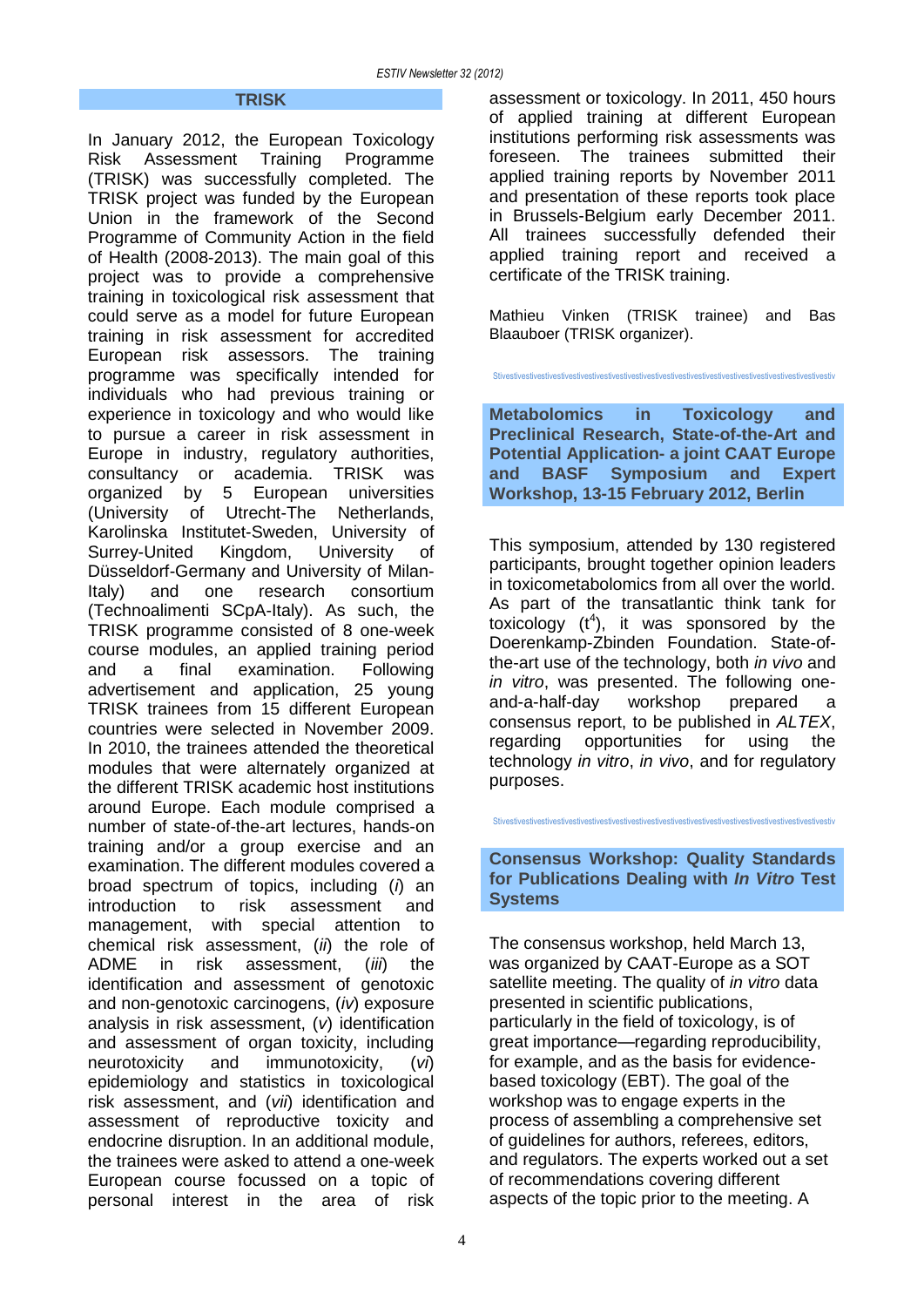## TRISK

In January 2012, the European Toxicology Risk Assessment Training Programme (TRISK) was successfully completed. The TRISK project was funded by the European Union in the framework of the Second Programme of Community Action in the field of Health (2008-2013). The main goal of this project was to provide a comprehensive training in toxicological risk assessment that could serve as a model for future European training in risk assessment for accredited European risk assessors. The training programme was specifically intended for individuals who had previous training or experience in toxicology and who would like to pursue a career in risk assessment in Europe in industry, regulatory authorities, consultancy or academia. TRISK was organized by 5 European universities (University of Utrecht-The Netherlands, Karolinska Institutet-Sweden, University of Surrey-United Kingdom, University of Düsseldorf-Germany and University of Milan-Italy) and one research consortium (Technoalimenti SCpA-Italy). As such, the TRISK programme consisted of 8 one-week course modules, an applied training period and a final examination. Following advertisement and application, 25 young TRISK trainees from 15 different European countries were selected in November 2009. In 2010, the trainees attended the theoretical modules that were alternately organized at the different TRISK academic host institutions around Europe. Each module comprised a number of state-of-the-art lectures, hands-on training and/or a group exercise and an examination. The different modules covered a broad spectrum of topics, including (*i*) an introduction to risk assessment and management, with special attention to chemical risk assessment, (*ii*) the role of ADME in risk assessment, (*iii*) the identification and assessment of genotoxic and non-genotoxic carcinogens, (*iv*) exposure analysis in risk assessment, (*v*) identification and assessment of organ toxicity, including neurotoxicity and immunotoxicity, (*vi*) epidemiology and statistics in toxicological risk assessment, and (*vii*) identification and assessment of reproductive toxicity and endocrine disruption. In an additional module, the trainees were asked to attend a one-week European course focussed on a topic of personal interest in the area of risk assessment or toxicology. In 2011, 450 hours of applied training at different European institutions performing risk assessments was foreseen. The trainees submitted their applied training reports by November 2011 and presentation of these reports took place in Brussels-Belgium early December 2011. All trainees successfully defended their applied training report and received a certificate of the TRISK training.

Mathieu Vinken (TRISK trainee) and Bas Blaauboer (TRISK organizer).

## Metabolomics in Toxicology and Preclinical Research, State-of-the-Art and Potential Application- a joint CAAT Europe and BASF Symposium and Expert Workshop, 13-15 February 2012, Berlin

This symposium, attended by 130 registered participants, brought together opinion leaders in toxicometabolomics from all over the world. As part of the transatlantic think tank for toxicology ($t^4$), it was sponsored by the Doerenkamp-Zbinden Foundation. State-of-the-art use of the technology, both *in vivo* and *in vitro*, was presented. The following one-and-a-half-day workshop prepared a consensus report, to be published in *ALTEX*, regarding opportunities for using the technology *in vitro*, *in vivo*, and for regulatory purposes.

## Consensus Workshop: Quality Standards for Publications Dealing with *In Vitro* Test Systems

The consensus workshop, held March 13, was organized by CAAT-Europe as a SOT satellite meeting. The quality of *in vitro* data presented in scientific publications, particularly in the field of toxicology, is of great importance—regarding reproducibility, for example, and as the basis for evidence-based toxicology (EBT). The goal of the workshop was to engage experts in the process of assembling a comprehensive set of guidelines for authors, referees, editors, and regulators. The experts worked out a set of recommendations covering different aspects of the topic prior to the meeting. A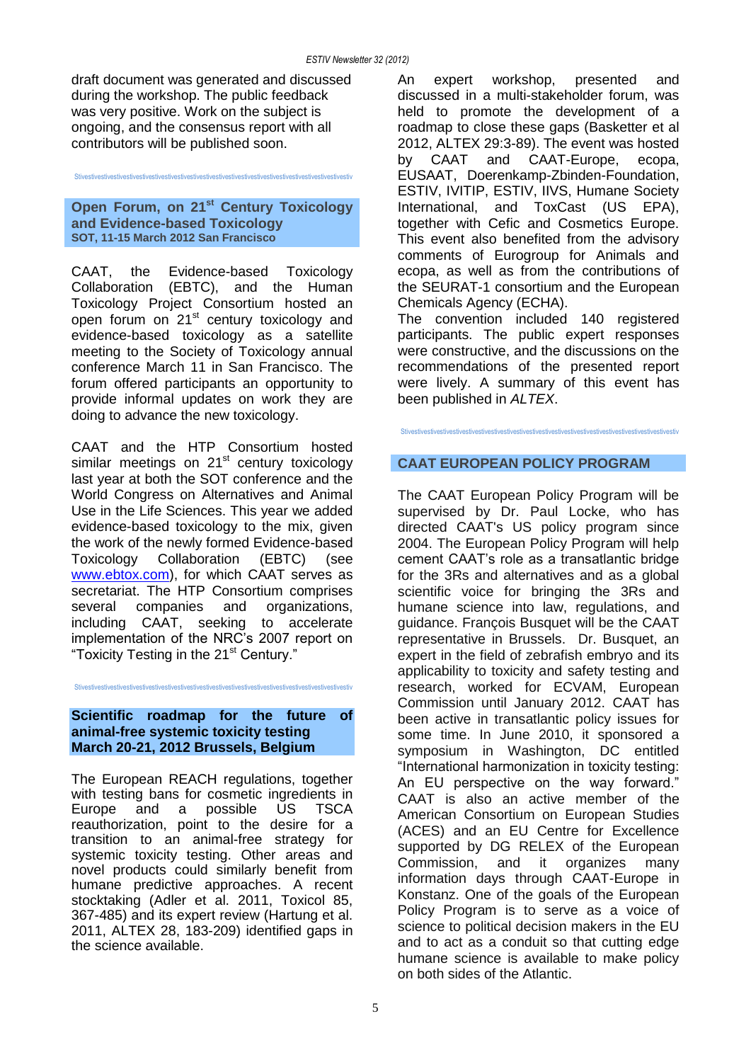draft document was generated and discussed during the workshop. The public feedback was very positive. Work on the subject is ongoing, and the consensus report with all contributors will be published soon.

## Open Forum, on 21st Century Toxicology and Evidence-based Toxicology

**SOT, 11-15 March 2012 San Francisco**

CAAT, the Evidence-based Toxicology Collaboration (EBTC), and the Human Toxicology Project Consortium hosted an open forum on 21st century toxicology and evidence-based toxicology as a satellite meeting to the Society of Toxicology annual conference March 11 in San Francisco. The forum offered participants an opportunity to provide informal updates on work they are doing to advance the new toxicology.

CAAT and the HTP Consortium hosted similar meetings on 21st century toxicology last year at both the SOT conference and the World Congress on Alternatives and Animal Use in the Life Sciences. This year we added evidence-based toxicology to the mix, given the work of the newly formed Evidence-based Toxicology Collaboration (EBTC) (see www.ebtox.com), for which CAAT serves as secretariat. The HTP Consortium comprises several companies and organizations, including CAAT, seeking to accelerate implementation of the NRC's 2007 report on "Toxicity Testing in the 21st Century."

## Scientific roadmap for the future of animal-free systemic toxicity testing

**March 20-21, 2012 Brussels, Belgium**

The European REACH regulations, together with testing bans for cosmetic ingredients in Europe and a possible US TSCA reauthorization, point to the desire for a transition to an animal-free strategy for systemic toxicity testing. Other areas and novel products could similarly benefit from humane predictive approaches. A recent stocktaking (Adler et al. 2011, Toxicol 85, 367-485) and its expert review (Hartung et al. 2011, ALTEX 28, 183-209) identified gaps in the science available.

An expert workshop, presented and discussed in a multi-stakeholder forum, was held to promote the development of a roadmap to close these gaps (Basketter et al 2012, ALTEX 29:3-89). The event was hosted by CAAT and CAAT-Europe, ecopa, EUSAAT, Doerenkamp-Zbinden-Foundation, ESTIV, IVITIP, ESTIV, IIVS, Humane Society International, and ToxCast (US EPA), together with Cefic and Cosmetics Europe. This event also benefited from the advisory comments of Eurogroup for Animals and ecopa, as well as from the contributions of the SEURAT-1 consortium and the European Chemicals Agency (ECHA).

The convention included 140 registered participants. The public expert responses were constructive, and the discussions on the recommendations of the presented report were lively. A summary of this event has been published in *ALTEX*.

## CAAT EUROPEAN POLICY PROGRAM

The CAAT European Policy Program will be supervised by Dr. Paul Locke, who has directed CAAT's US policy program since 2004. The European Policy Program will help cement CAAT's role as a transatlantic bridge for the 3Rs and alternatives and as a global scientific voice for bringing the 3Rs and humane science into law, regulations, and guidance. François Busquet will be the CAAT representative in Brussels. Dr. Busquet, an expert in the field of zebrafish embryo and its applicability to toxicity and safety testing and research, worked for ECVAM, European Commission until January 2012. CAAT has been active in transatlantic policy issues for some time. In June 2010, it sponsored a symposium in Washington, DC entitled "International harmonization in toxicity testing: An EU perspective on the way forward." CAAT is also an active member of the American Consortium on European Studies (ACES) and an EU Centre for Excellence supported by DG RELEX of the European Commission, and it organizes many information days through CAAT-Europe in Konstanz. One of the goals of the European Policy Program is to serve as a voice of science to political decision makers in the EU and to act as a conduit so that cutting edge humane science is available to make policy on both sides of the Atlantic.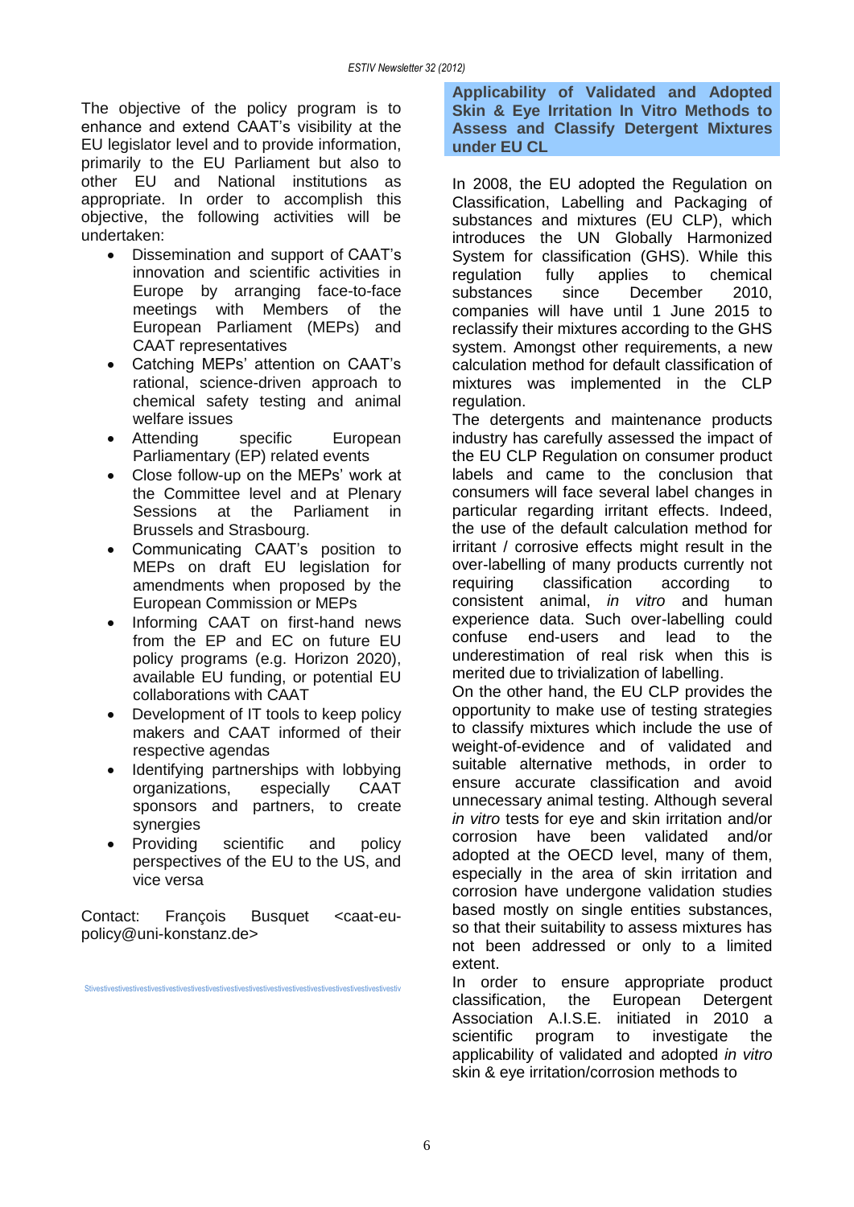The objective of the policy program is to enhance and extend CAAT's visibility at the EU legislator level and to provide information, primarily to the EU Parliament but also to other EU and National institutions as appropriate. In order to accomplish this objective, the following activities will be undertaken:

- Dissemination and support of CAAT's innovation and scientific activities in Europe by arranging face-to-face meetings with Members of the European Parliament (MEPs) and CAAT representatives
- Catching MEPs' attention on CAAT's rational, science-driven approach to chemical safety testing and animal welfare issues
- Attending specific European Parliamentary (EP) related events
- Close follow-up on the MEPs' work at the Committee level and at Plenary Sessions at the Parliament in Brussels and Strasbourg.
- Communicating CAAT's position to MEPs on draft EU legislation for amendments when proposed by the European Commission or MEPs
- Informing CAAT on first-hand news from the EP and EC on future EU policy programs (e.g. Horizon 2020), available EU funding, or potential EU collaborations with CAAT
- Development of IT tools to keep policy makers and CAAT informed of their respective agendas
- Identifying partnerships with lobbying organizations, especially CAAT sponsors and partners, to create synergies
- Providing scientific and policy perspectives of the EU to the US, and vice versa

Contact: François Busquet <caat-eu-policy@uni-konstanz.de>

## Applicability of Validated and Adopted Skin & Eye Irritation In Vitro Methods to Assess and Classify Detergent Mixtures under EU CL

In 2008, the EU adopted the Regulation on Classification, Labelling and Packaging of substances and mixtures (EU CLP), which introduces the UN Globally Harmonized System for classification (GHS). While this regulation fully applies to chemical substances since December 2010, companies will have until 1 June 2015 to reclassify their mixtures according to the GHS system. Amongst other requirements, a new calculation method for default classification of mixtures was implemented in the CLP regulation.

The detergents and maintenance products industry has carefully assessed the impact of the EU CLP Regulation on consumer product labels and came to the conclusion that consumers will face several label changes in particular regarding irritant effects. Indeed, the use of the default calculation method for irritant / corrosive effects might result in the over-labelling of many products currently not requiring classification according to consistent animal, *in vitro* and human experience data. Such over-labelling could confuse end-users and lead to the underestimation of real risk when this is merited due to trivialization of labelling.

On the other hand, the EU CLP provides the opportunity to make use of testing strategies to classify mixtures which include the use of weight-of-evidence and of validated and suitable alternative methods, in order to ensure accurate classification and avoid unnecessary animal testing. Although several *in vitro* tests for eye and skin irritation and/or corrosion have been validated and/or adopted at the OECD level, many of them, especially in the area of skin irritation and corrosion have undergone validation studies based mostly on single entities substances, so that their suitability to assess mixtures has not been addressed or only to a limited extent.

In order to ensure appropriate product classification, the European Detergent Association A.I.S.E. initiated in 2010 a scientific program to investigate the applicability of validated and adopted *in vitro* skin & eye irritation/corrosion methods to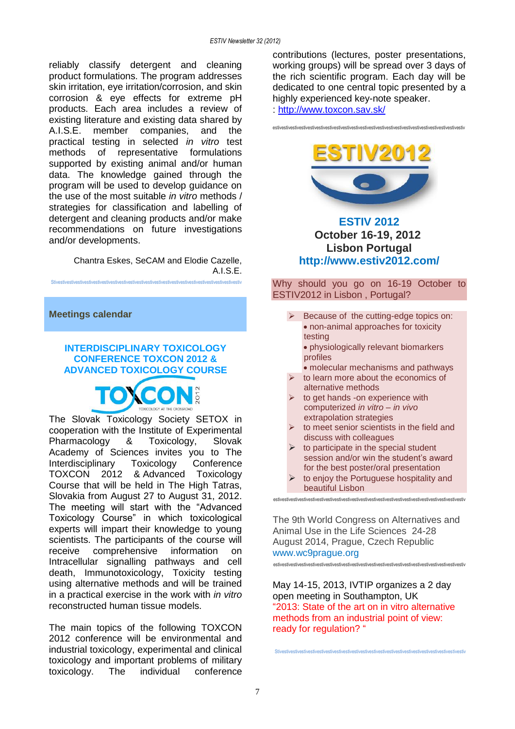reliably classify detergent and cleaning product formulations. The program addresses skin irritation, eye irritation/corrosion, and skin corrosion & eye effects for extreme pH products. Each area includes a review of existing literature and existing data shared by A.I.S.E. member companies, and the practical testing in selected *in vitro* test methods of representative formulations supported by existing animal and/or human data. The knowledge gained through the program will be used to develop guidance on the use of the most suitable *in vitro* methods / strategies for classification and labelling of detergent and cleaning products and/or make recommendations on future investigations and/or developments.

Chantra Eskes, SeCAM and Elodie Cazelle, A.I.S.E.

Stivestivestivestivestivestivestivestivestivestivestivestivestivestivestivestivestivestivestivestivestivestiv

## Meetings calendar

### INTERDISCIPLINARY TOXICOLOGY CONFERENCE TOXCON 2012 & ADVANCED TOXICOLOGY COURSE

TOXCON 2012
TOXICOLOGY AT THE CROSSROAD

The Slovak Toxicology Society SETOX in cooperation with the Institute of Experimental Pharmacology & Toxicology, Slovak Academy of Sciences invites you to The Interdisciplinary Toxicology Conference TOXCON 2012 & Advanced Toxicology Course that will be held in The High Tatras, Slovakia from August 27 to August 31, 2012. The meeting will start with the "Advanced Toxicology Course" in which toxicological experts will impart their knowledge to young scientists. The participants of the course will receive comprehensive information on Intracellular signalling pathways and cell death, Immunotoxicology, Toxicity testing using alternative methods and will be trained in a practical exercise in the work with *in vitro* reconstructed human tissue models.

The main topics of the following TOXCON 2012 conference will be environmental and industrial toxicology, experimental and clinical toxicology and important problems of military toxicology. The individual conference contributions (lectures, poster presentations, working groups) will be spread over 3 days of the rich scientific program. Each day will be dedicated to one central topic presented by a highly experienced key-note speaker.
: http://www.toxcon.sav.sk/

estivestivestivestivestivestivestivestivestivestivestivestivestivestivestivestivestivestivestivestivestivestiv

ESTIV2012

### ESTIV 2012
**October 16-19, 2012**
**Lisbon Portugal**
**http://www.estiv2012.com/**

Why should you go on 16-19 October to ESTIV2012 in Lisbon , Portugal?

- Because of the cutting-edge topics on:
  - non-animal approaches for toxicity testing
  - physiologically relevant biomarkers profiles
  - molecular mechanisms and pathways
- to learn more about the economics of alternative methods
- to get hands -on experience with computerized *in vitro – in vivo* extrapolation strategies
- to meet senior scientists in the field and discuss with colleagues
- to participate in the special student session and/or win the student's award for the best poster/oral presentation
- to enjoy the Portuguese hospitality and beautiful Lisbon

estivestivestivestivestivestivestivestivestivestivestivestivestivestivestivestivestivestivestivestivestivestiv

The 9th World Congress on Alternatives and Animal Use in the Life Sciences 24-28 August 2014, Prague, Czech Republic
www.wc9prague.org

estivestivestivestivestivestivestivestivestivestivestivestivestivestivestivestivestivestivestivestivestivestiv

May 14-15, 2013, IVTIP organizes a 2 day open meeting in Southampton, UK
"2013: State of the art on in vitro alternative methods from an industrial point of view: ready for regulation? "

Stivestivestivestivestivestivestivestivestivestivestivestivestivestivestivestivestivestivestivestivestivestiv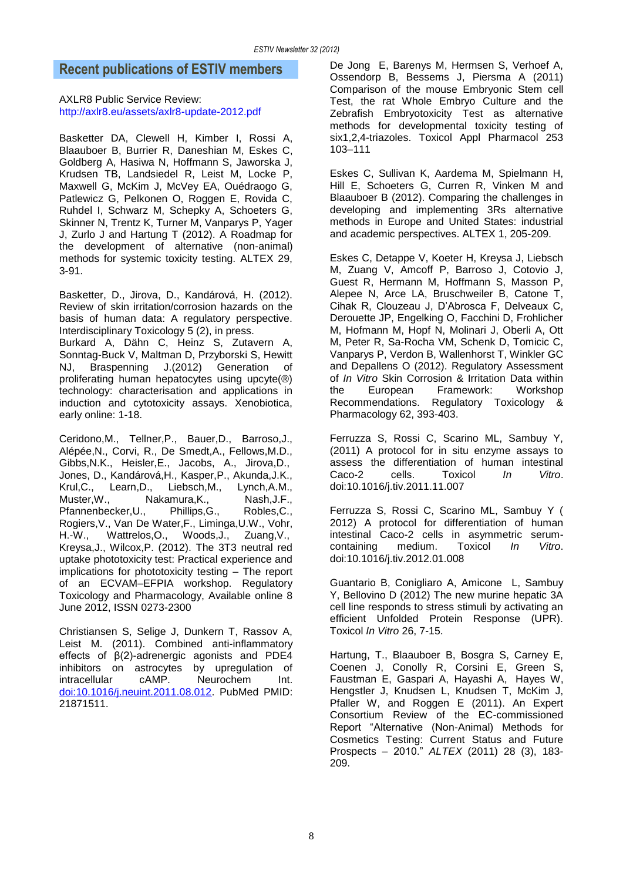## Recent publications of ESTIV members

AXLR8 Public Service Review:
http://axlr8.eu/assets/axlr8-update-2012.pdf

Basketter DA, Clewell H, Kimber I, Rossi A, Blaauboer B, Burrier R, Daneshian M, Eskes C, Goldberg A, Hasiwa N, Hoffmann S, Jaworska J, Krudsen TB, Landsiedel R, Leist M, Locke P, Maxwell G, McKim J, McVey EA, Ouédraogo G, Patlewicz G, Pelkonen O, Roggen E, Rovida C, Ruhdel I, Schwarz M, Schepky A, Schoeters G, Skinner N, Trentz K, Turner M, Vanparys P, Yager J, Zurlo J and Hartung T (2012). A Roadmap for the development of alternative (non-animal) methods for systemic toxicity testing. ALTEX 29, 3-91.

Basketter, D., Jirova, D., Kandárová, H. (2012). Review of skin irritation/corrosion hazards on the basis of human data: A regulatory perspective. Interdisciplinary Toxicology 5 (2), in press.

Burkard A, Dähn C, Heinz S, Zutavern A, Sonntag-Buck V, Maltman D, Przyborski S, Hewitt NJ, Braspenning J.(2012) Generation of proliferating human hepatocytes using upcyte(®) technology: characterisation and applications in induction and cytotoxicity assays. Xenobiotica, early online: 1-18.

Ceridono,M., Tellner,P., Bauer,D., Barroso,J., Alépée,N., Corvi, R., De Smedt,A., Fellows,M.D., Gibbs,N.K., Heisler,E., Jacobs, A., Jirova,D., Jones, D., Kandárová,H., Kasper,P., Akunda,J.K., Krul,C., Learn,D., Liebsch,M., Lynch,A.M., Muster,W., Nakamura,K., Nash,J.F., Pfannenbecker,U., Phillips,G., Robles,C., Rogiers,V., Van De Water,F., Liminga,U.W., Vohr, H.-W., Wattrelos,O., Woods,J., Zuang,V., Kreysa,J., Wilcox,P. (2012). The 3T3 neutral red uptake phototoxicity test: Practical experience and implications for phototoxicity testing – The report of an ECVAM–EFPIA workshop. Regulatory Toxicology and Pharmacology, Available online 8 June 2012, ISSN 0273-2300

Christiansen S, Selige J, Dunkern T, Rassov A, Leist M. (2011). Combined anti-inflammatory effects of β(2)-adrenergic agonists and PDE4 inhibitors on astrocytes by upregulation of intracellular cAMP. Neurochem Int. doi:10.1016/j.neuint.2011.08.012. PubMed PMID: 21871511.

De Jong E, Barenys M, Hermsen S, Verhoef A, Ossendorp B, Bessems J, Piersma A (2011) Comparison of the mouse Embryonic Stem cell Test, the rat Whole Embryo Culture and the Zebrafish Embryotoxicity Test as alternative methods for developmental toxicity testing of six1,2,4-triazoles. Toxicol Appl Pharmacol 253 103–111

Eskes C, Sullivan K, Aardema M, Spielmann H, Hill E, Schoeters G, Curren R, Vinken M and Blaauboer B (2012). Comparing the challenges in developing and implementing 3Rs alternative methods in Europe and United States: industrial and academic perspectives. ALTEX 1, 205-209.

Eskes C, Detappe V, Koeter H, Kreysa J, Liebsch M, Zuang V, Amcoff P, Barroso J, Cotovio J, Guest R, Hermann M, Hoffmann S, Masson P, Alepee N, Arce LA, Bruschweiler B, Catone T, Cihak R, Clouzeau J, D'Abrosca F, Delveaux C, Derouette JP, Engelking O, Facchini D, Frohlicher M, Hofmann M, Hopf N, Molinari J, Oberli A, Ott M, Peter R, Sa-Rocha VM, Schenk D, Tomicic C, Vanparys P, Verdon B, Wallenhorst T, Winkler GC and Depallens O (2012). Regulatory Assessment of *In Vitro* Skin Corrosion & Irritation Data within the European Framework: Workshop Recommendations. Regulatory Toxicology & Pharmacology 62, 393-403.

Ferruzza S, Rossi C, Scarino ML, Sambuy Y, (2011) A protocol for in situ enzyme assays to assess the differentiation of human intestinal Caco-2 cells. Toxicol *In Vitro*. doi:10.1016/j.tiv.2011.11.007

Ferruzza S, Rossi C, Scarino ML, Sambuy Y ( 2012) A protocol for differentiation of human intestinal Caco-2 cells in asymmetric serum-containing medium. Toxicol *In Vitro*. doi:10.1016/j.tiv.2012.01.008

Guantario B, Conigliaro A, Amicone L, Sambuy Y, Bellovino D (2012) The new murine hepatic 3A cell line responds to stress stimuli by activating an efficient Unfolded Protein Response (UPR). Toxicol *In Vitro* 26, 7-15.

Hartung, T., Blaauboer B, Bosgra S, Carney E, Coenen J, Conolly R, Corsini E, Green S, Faustman E, Gaspari A, Hayashi A, Hayes W, Hengstler J, Knudsen L, Knudsen T, McKim J, Pfaller W, and Roggen E (2011). An Expert Consortium Review of the EC-commissioned Report "Alternative (Non-Animal) Methods for Cosmetics Testing: Current Status and Future Prospects – 2010." *ALTEX* (2011) 28 (3), 183-209.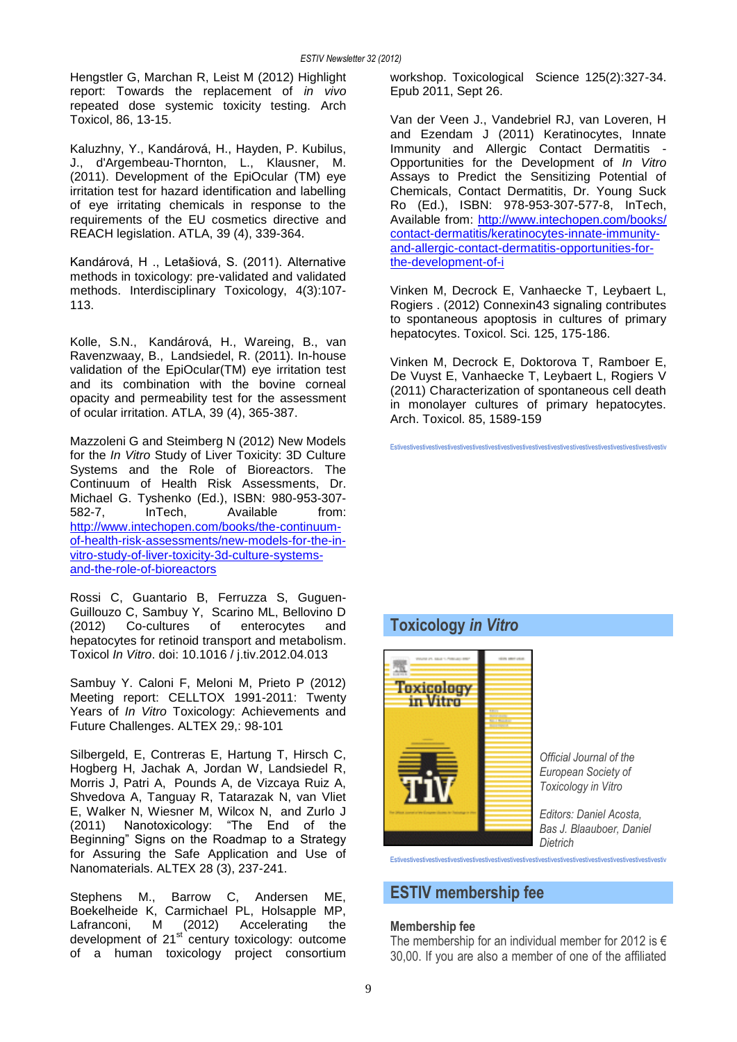Hengstler G, Marchan R, Leist M (2012) Highlight report: Towards the replacement of *in vivo* repeated dose systemic toxicity testing. Arch Toxicol, 86, 13-15.

Kaluzhny, Y., Kandárová, H., Hayden, P. Kubilus, J., d'Argembeau-Thornton, L., Klausner, M. (2011). Development of the EpiOcular (TM) eye irritation test for hazard identification and labelling of eye irritating chemicals in response to the requirements of the EU cosmetics directive and REACH legislation. ATLA, 39 (4), 339-364.

Kandárová, H ., Letašiová, S. (2011). Alternative methods in toxicology: pre-validated and validated methods. Interdisciplinary Toxicology, 4(3):107-113.

Kolle, S.N., Kandárová, H., Wareing, B., van Ravenzwaay, B., Landsiedel, R. (2011). In-house validation of the EpiOcular(TM) eye irritation test and its combination with the bovine corneal opacity and permeability test for the assessment of ocular irritation. ATLA, 39 (4), 365-387.

Mazzoleni G and Steimberg N (2012) New Models for the *In Vitro* Study of Liver Toxicity: 3D Culture Systems and the Role of Bioreactors. The Continuum of Health Risk Assessments, Dr. Michael G. Tyshenko (Ed.), ISBN: 980-953-307-582-7, InTech, Available from: http://www.intechopen.com/books/the-continuum-of-health-risk-assessments/new-models-for-the-in-vitro-study-of-liver-toxicity-3d-culture-systems-and-the-role-of-bioreactors

Rossi C, Guantario B, Ferruzza S, Guguen-Guillouzo C, Sambuy Y, Scarino ML, Bellovino D (2012) Co-cultures of enterocytes and hepatocytes for retinoid transport and metabolism. Toxicol *In Vitro*. doi: 10.1016 / j.tiv.2012.04.013

Sambuy Y. Caloni F, Meloni M, Prieto P (2012) Meeting report: CELLTOX 1991-2011: Twenty Years of *In Vitro* Toxicology: Achievements and Future Challenges. ALTEX 29,: 98-101

Silbergeld, E, Contreras E, Hartung T, Hirsch C, Hogberg H, Jachak A, Jordan W, Landsiedel R, Morris J, Patri A, Pounds A, de Vizcaya Ruiz A, Shvedova A, Tanguay R, Tatarazak N, van Vliet E, Walker N, Wiesner M, Wilcox N, and Zurlo J (2011) Nanotoxicology: "The End of the Beginning" Signs on the Roadmap to a Strategy for Assuring the Safe Application and Use of Nanomaterials. ALTEX 28 (3), 237-241.

Stephens M., Barrow C, Andersen ME, Boekelheide K, Carmichael PL, Holsapple MP, Lafranconi, M (2012) Accelerating the development of 21[st] century toxicology: outcome of a human toxicology project consortium workshop. Toxicological Science 125(2):327-34. Epub 2011, Sept 26.

Van der Veen J., Vandebriel RJ, van Loveren, H and Ezendam J (2011) Keratinocytes, Innate Immunity and Allergic Contact Dermatitis - Opportunities for the Development of *In Vitro* Assays to Predict the Sensitizing Potential of Chemicals, Contact Dermatitis, Dr. Young Suck Ro (Ed.), ISBN: 978-953-307-577-8, InTech, Available from: http://www.intechopen.com/books/contact-dermatitis/keratinocytes-innate-immunity-and-allergic-contact-dermatitis-opportunities-for-the-development-of-i

Vinken M, Decrock E, Vanhaecke T, Leybaert L, Rogiers . (2012) Connexin43 signaling contributes to spontaneous apoptosis in cultures of primary hepatocytes. Toxicol. Sci. 125, 175-186.

Vinken M, Decrock E, Doktorova T, Ramboer E, De Vuyst E, Vanhaecke T, Leybaert L, Rogiers V (2011) Characterization of spontaneous cell death in monolayer cultures of primary hepatocytes. Arch. Toxicol. 85, 1589-159

## Toxicology *in Vitro*

*Official Journal of the European Society of Toxicology in Vitro*

*Editors: Daniel Acosta, Bas J. Blaauboer, Daniel Dietrich*

## ESTIV membership fee

**Membership fee**

The membership for an individual member for 2012 is € 30,00. If you are also a member of one of the affiliated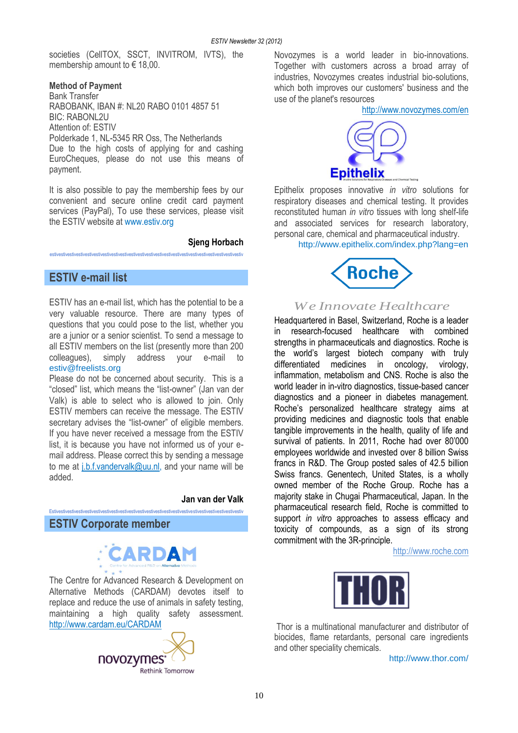societies (CellTOX, SSCT, INVITROM, IVTS), the membership amount to € 18,00.

**Method of Payment**
Bank Transfer
RABOBANK, IBAN #: NL20 RABO 0101 4857 51
BIC: RABONL2U
Attention of: ESTIV
Polderkade 1, NL-5345 RR Oss, The Netherlands
Due to the high costs of applying for and cashing EuroCheques, please do not use this means of payment.

It is also possible to pay the membership fees by our convenient and secure online credit card payment services (PayPal), To use these services, please visit the ESTIV website at www.estiv.org

**Sjeng Horbach**

## ESTIV e-mail list

ESTIV has an e-mail list, which has the potential to be a very valuable resource. There are many types of questions that you could pose to the list, whether you are a junior or a senior scientist. To send a message to all ESTIV members on the list (presently more than 200 colleagues), simply address your e-mail to estiv@freelists.org
Please do not be concerned about security. This is a "closed" list, which means the "list-owner" (Jan van der Valk) is able to select who is allowed to join. Only ESTIV members can receive the message. The ESTIV secretary advises the "list-owner" of eligible members. If you have never received a message from the ESTIV list, it is because you have not informed us of your e-mail address. Please correct this by sending a message to me at j.b.f.vandervalk@uu.nl, and your name will be added.

**Jan van der Valk**

## ESTIV Corporate member

CARDAM
Centre for Advanced R&D on Alternative Methods

The Centre for Advanced Research & Development on Alternative Methods (CARDAM) devotes itself to replace and reduce the use of animals in safety testing, maintaining a high quality safety assessment.
http://www.cardam.eu/CARDAM

novozymes
Rethink Tomorrow

Novozymes is a world leader in bio-innovations. Together with customers across a broad array of industries, Novozymes creates industrial bio-solutions, which both improves our customers' business and the use of the planet's resources
http://www.novozymes.com/en

Epithelix

Epithelix proposes innovative *in vitro* solutions for respiratory diseases and chemical testing. It provides reconstituted human *in vitro* tissues with long shelf-life and associated services for research laboratory, personal care, chemical and pharmaceutical industry.
http://www.epithelix.com/index.php?lang=en

Roche

*We Innovate Healthcare*

Headquartered in Basel, Switzerland, Roche is a leader in research-focused healthcare with combined strengths in pharmaceuticals and diagnostics. Roche is the world's largest biotech company with truly differentiated medicines in oncology, virology, inflammation, metabolism and CNS. Roche is also the world leader in in-vitro diagnostics, tissue-based cancer diagnostics and a pioneer in diabetes management. Roche's personalized healthcare strategy aims at providing medicines and diagnostic tools that enable tangible improvements in the health, quality of life and survival of patients. In 2011, Roche had over 80'000 employees worldwide and invested over 8 billion Swiss francs in R&D. The Group posted sales of 42.5 billion Swiss francs. Genentech, United States, is a wholly owned member of the Roche Group. Roche has a majority stake in Chugai Pharmaceutical, Japan. In the pharmaceutical research field, Roche is committed to support *in vitro* approaches to assess efficacy and toxicity of compounds, as a sign of its strong commitment with the 3R-principle.
http://www.roche.com

THOR

Thor is a multinational manufacturer and distributor of biocides, flame retardants, personal care ingredients and other speciality chemicals.
http://www.thor.com/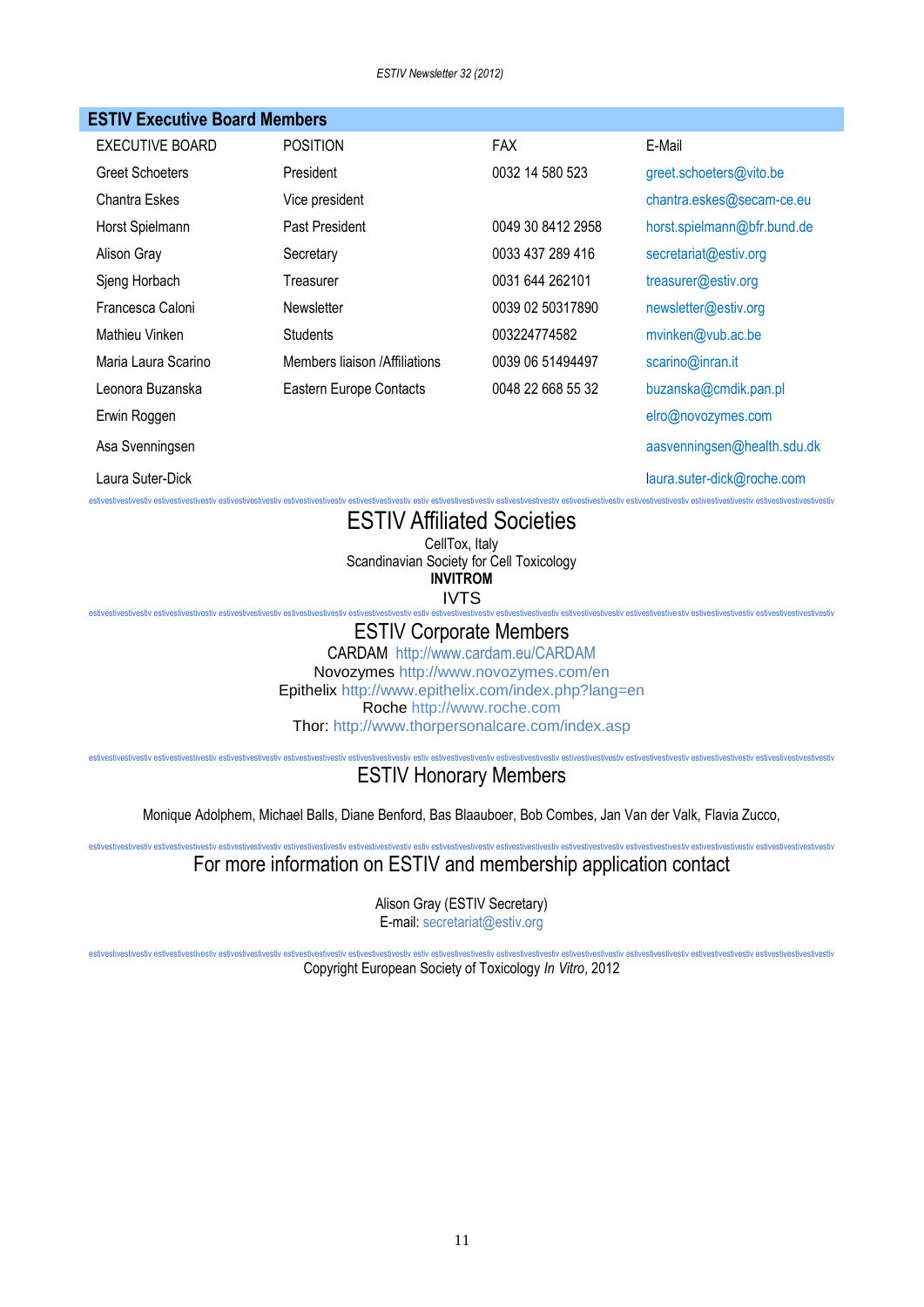## ESTIV Executive Board Members

| EXECUTIVE BOARD | POSITION | FAX | E-Mail |
|---|---|---|---|
| Greet Schoeters | President | 0032 14 580 523 | greet.schoeters@vito.be |
| Chantra Eskes | Vice president | | chantra.eskes@secam-ce.eu |
| Horst Spielmann | Past President | 0049 30 8412 2958 | horst.spielmann@bfr.bund.de |
| Alison Gray | Secretary | 0033 437 289 416 | secretariat@estiv.org |
| Sjeng Horbach | Treasurer | 0031 644 262101 | treasurer@estiv.org |
| Francesca Caloni | Newsletter | 0039 02 50317890 | newsletter@estiv.org |
| Mathieu Vinken | Students | 003224774582 | mvinken@vub.ac.be |
| Maria Laura Scarino | Members liaison /Affiliations | 0039 06 51494497 | scarino@inran.it |
| Leonora Buzanska | Eastern Europe Contacts | 0048 22 668 55 32 | buzanska@cmdik.pan.pl |
| Erwin Roggen | | | elro@novozymes.com |
| Asa Svenningsen | | | aasvenningsen@health.sdu.dk |
| Laura Suter-Dick | | | laura.suter-dick@roche.com |

## ESTIV Affiliated Societies

CellTox, Italy
Scandinavian Society for Cell Toxicology
**INVITROM**
IVTS

## ESTIV Corporate Members

CARDAM http://www.cardam.eu/CARDAM
Novozymes http://www.novozymes.com/en
Epithelix http://www.epithelix.com/index.php?lang=en
Roche http://www.roche.com
Thor: http://www.thorpersonalcare.com/index.asp

## ESTIV Honorary Members

Monique Adolphem, Michael Balls, Diane Benford, Bas Blaauboer, Bob Combes, Jan Van der Valk, Flavia Zucco,

## For more information on ESTIV and membership application contact

Alison Gray (ESTIV Secretary)
E-mail: secretariat@estiv.org

Copyright European Society of Toxicology *In Vitro*, 2012